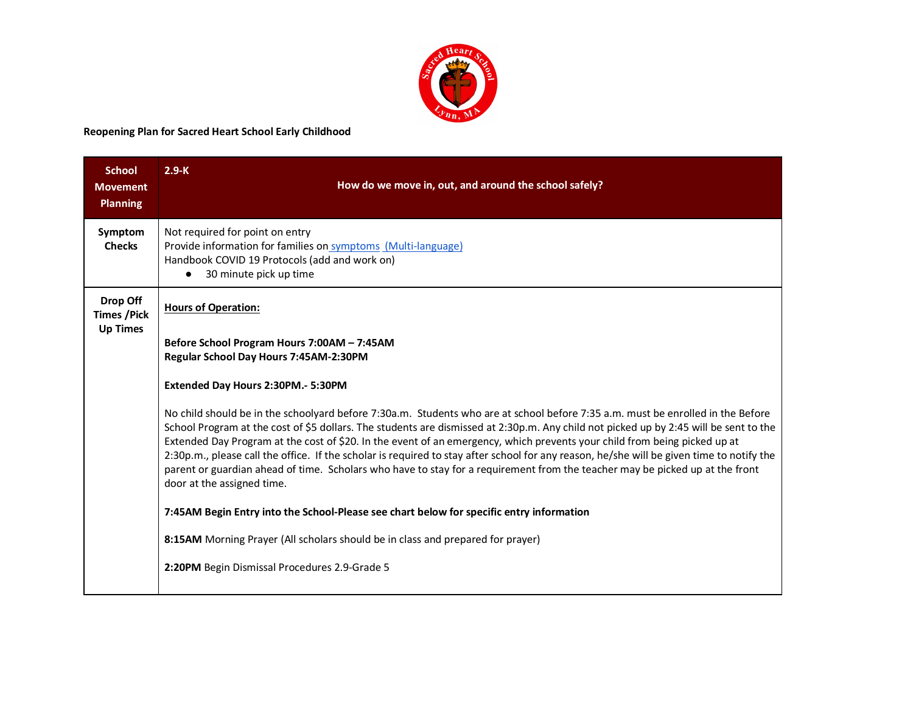**Reopening Plan for Sacred Heart School Early Childhood**

| School Movement Planning | 2.9-K<br>How do we move in, out, and around the school safely? |
|---|---|
| Symptom Checks | Not required for point on entry<br>Provide information for families on symptoms (Multi-language)<br>Handbook COVID 19 Protocols (add and work on)<br>● 30 minute pick up time |
| Drop Off Times /Pick Up Times | **Hours of Operation:**<br><br>**Before School Program Hours 7:00AM – 7:45AM**<br>**Regular School Day Hours 7:45AM-2:30PM**<br><br>**Extended Day Hours 2:30PM.- 5:30PM**<br><br>No child should be in the schoolyard before 7:30a.m. Students who are at school before 7:35 a.m. must be enrolled in the Before School Program at the cost of $5 dollars. The students are dismissed at 2:30p.m. Any child not picked up by 2:45 will be sent to the Extended Day Program at the cost of $20. In the event of an emergency, which prevents your child from being picked up at 2:30p.m., please call the office. If the scholar is required to stay after school for any reason, he/she will be given time to notify the parent or guardian ahead of time. Scholars who have to stay for a requirement from the teacher may be picked up at the front door at the assigned time.<br><br>**7:45AM Begin Entry into the School-Please see chart below for specific entry information**<br><br>**8:15AM** Morning Prayer (All scholars should be in class and prepared for prayer)<br><br>**2:20PM** Begin Dismissal Procedures 2.9-Grade 5 |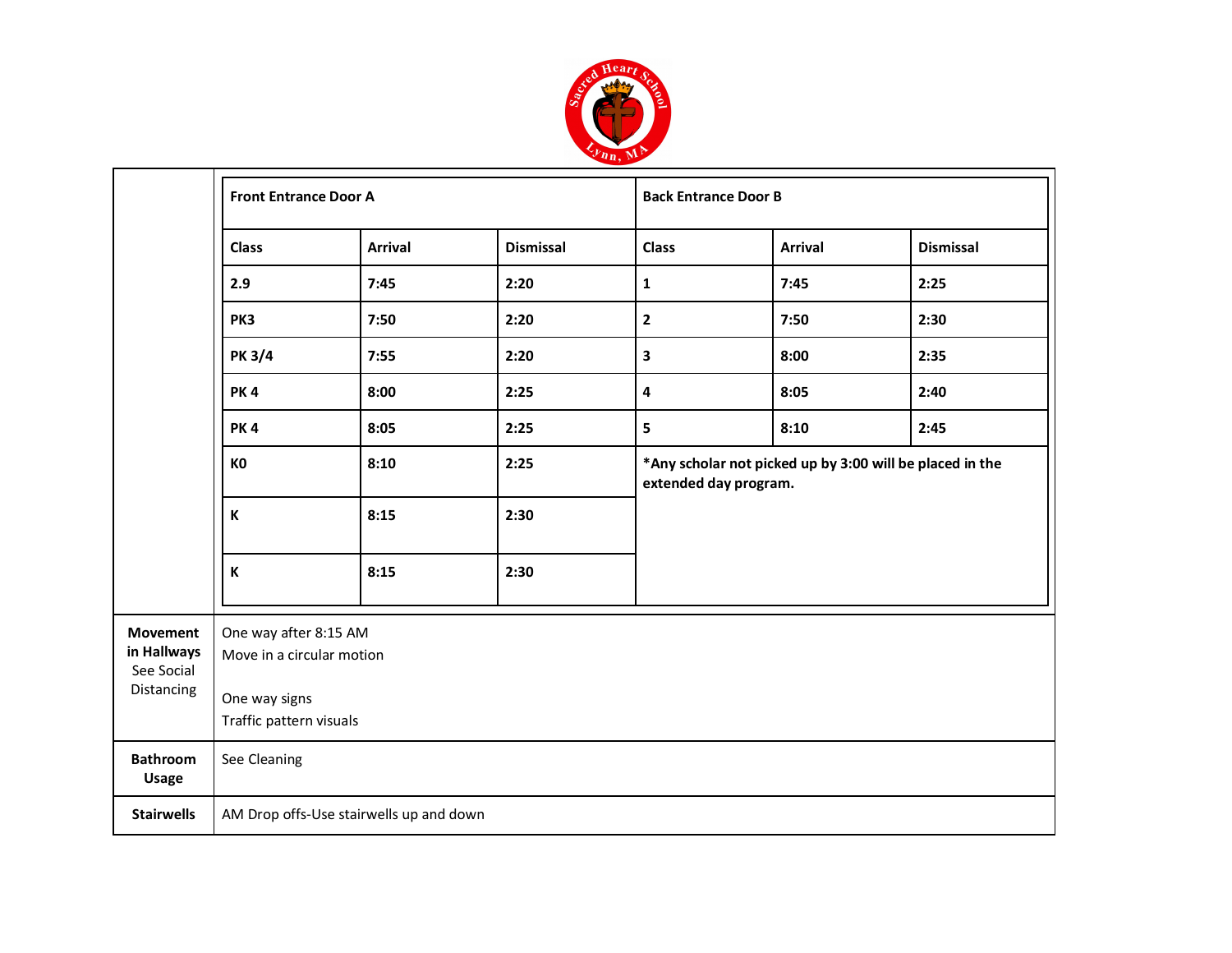| | Front Entrance Door A | | | Back Entrance Door B | | |
|---|---|---|---|---|---|---|
| | **Class** | **Arrival** | **Dismissal** | **Class** | **Arrival** | **Dismissal** |
| | **2.9** | **7:45** | **2:20** | **1** | **7:45** | **2:25** |
| | **PK3** | **7:50** | **2:20** | **2** | **7:50** | **2:30** |
| | **PK 3/4** | **7:55** | **2:20** | **3** | **8:00** | **2:35** |
| | **PK 4** | **8:00** | **2:25** | **4** | **8:05** | **2:40** |
| | **PK 4** | **8:05** | **2:25** | **5** | **8:10** | **2:45** |
| | **K0** | **8:10** | **2:25** | ***Any scholar not picked up by 3:00 will be placed in the extended day program.** | | |
| | **K** | **8:15** | **2:30** | | | |
| | **K** | **8:15** | **2:30** | | | |
| **Movement in Hallways** See Social Distancing | One way after 8:15 AM<br>Move in a circular motion<br><br>One way signs<br>Traffic pattern visuals | | | | | |
| **Bathroom Usage** | See Cleaning | | | | | |
| **Stairwells** | AM Drop offs-Use stairwells up and down | | | | | |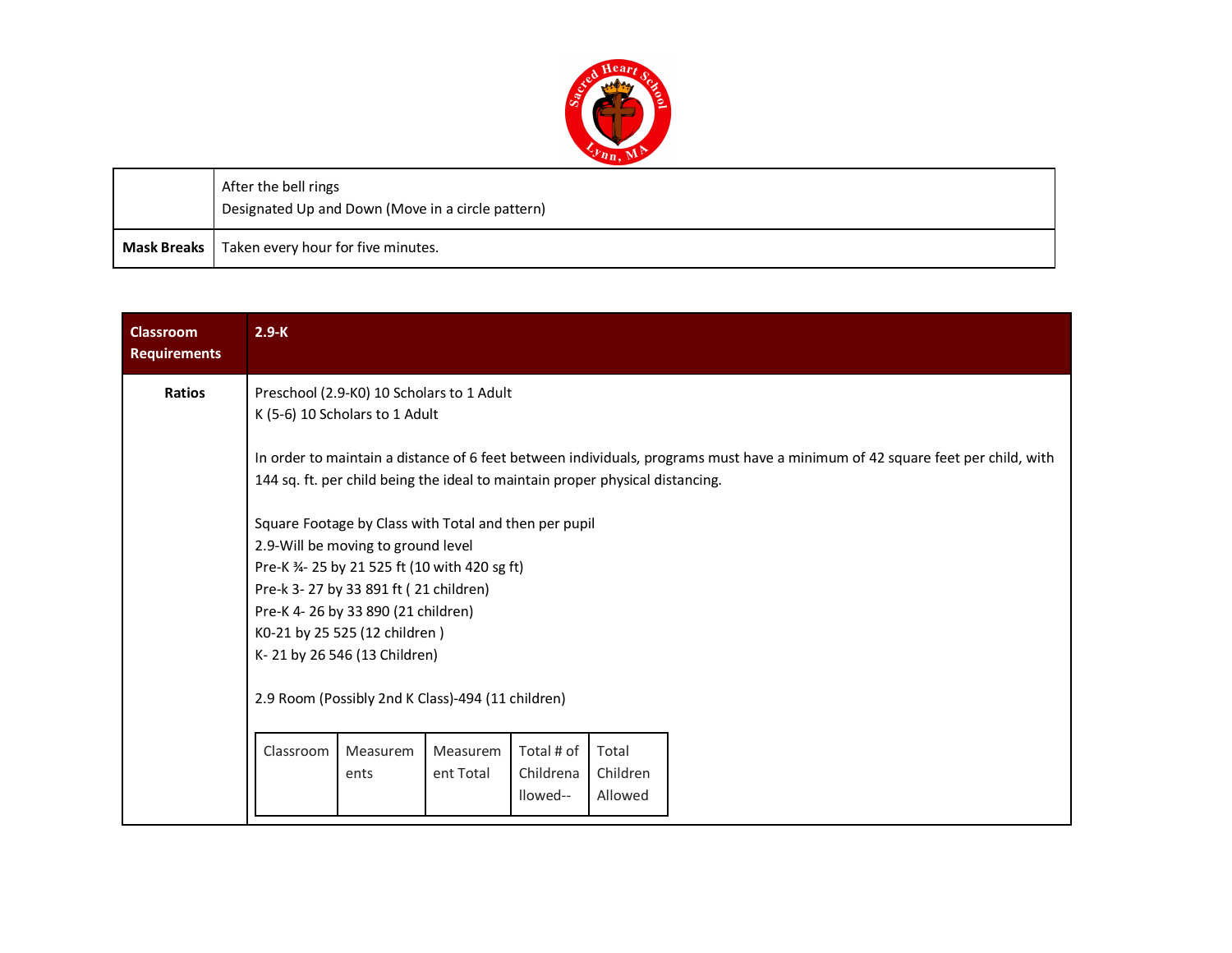| | |
|---|---|
| | After the bell rings<br>Designated Up and Down (Move in a circle pattern) |
| **Mask Breaks** | Taken every hour for five minutes. |

| **Classroom Requirements** | **2.9-K** |
|---|---|
| **Ratios** | Preschool (2.9-K0) 10 Scholars to 1 Adult<br>K (5-6) 10 Scholars to 1 Adult<br><br>In order to maintain a distance of 6 feet between individuals, programs must have a minimum of 42 square feet per child, with 144 sq. ft. per child being the ideal to maintain proper physical distancing.<br><br>Square Footage by Class with Total and then per pupil<br>2.9-Will be moving to ground level<br>Pre-K ¾- 25 by 21 525 ft (10 with 420 sg ft)<br>Pre-k 3- 27 by 33 891 ft ( 21 children)<br>Pre-K 4- 26 by 33 890 (21 children)<br>K0-21 by 25 525 (12 children )<br>K- 21 by 26 546 (13 Children)<br><br>2.9 Room (Possibly 2nd K Class)-494 (11 children) |

| Classroom | Measurements | Measurement Total | Total # of Childrenallowed-- | Total Children Allowed |
|---|---|---|---|---|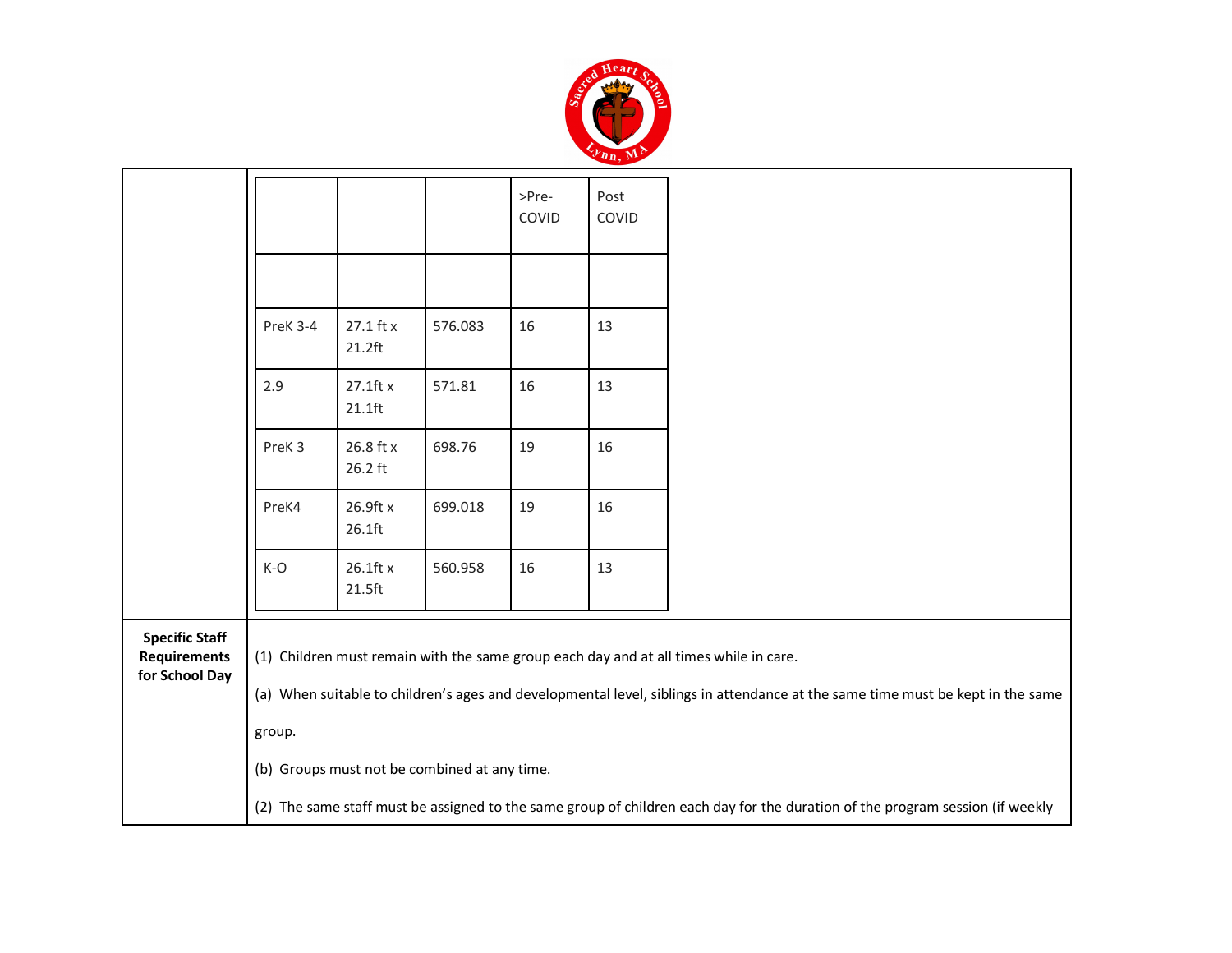| | | | >Pre-COVID | Post COVID |
|---|---|---|---|---|
| | | | | |
| PreK 3-4 | 27.1 ft x 21.2ft | 576.083 | 16 | 13 |
| 2.9 | 27.1ft x 21.1ft | 571.81 | 16 | 13 |
| PreK 3 | 26.8 ft x 26.2 ft | 698.76 | 19 | 16 |
| PreK4 | 26.9ft x 26.1ft | 699.018 | 19 | 16 |
| K-O | 26.1ft x 21.5ft | 560.958 | 16 | 13 |

**Specific Staff Requirements for School Day**

(1) Children must remain with the same group each day and at all times while in care.

(a) When suitable to children's ages and developmental level, siblings in attendance at the same time must be kept in the same group.

(b) Groups must not be combined at any time.

(2) The same staff must be assigned to the same group of children each day for the duration of the program session (if weekly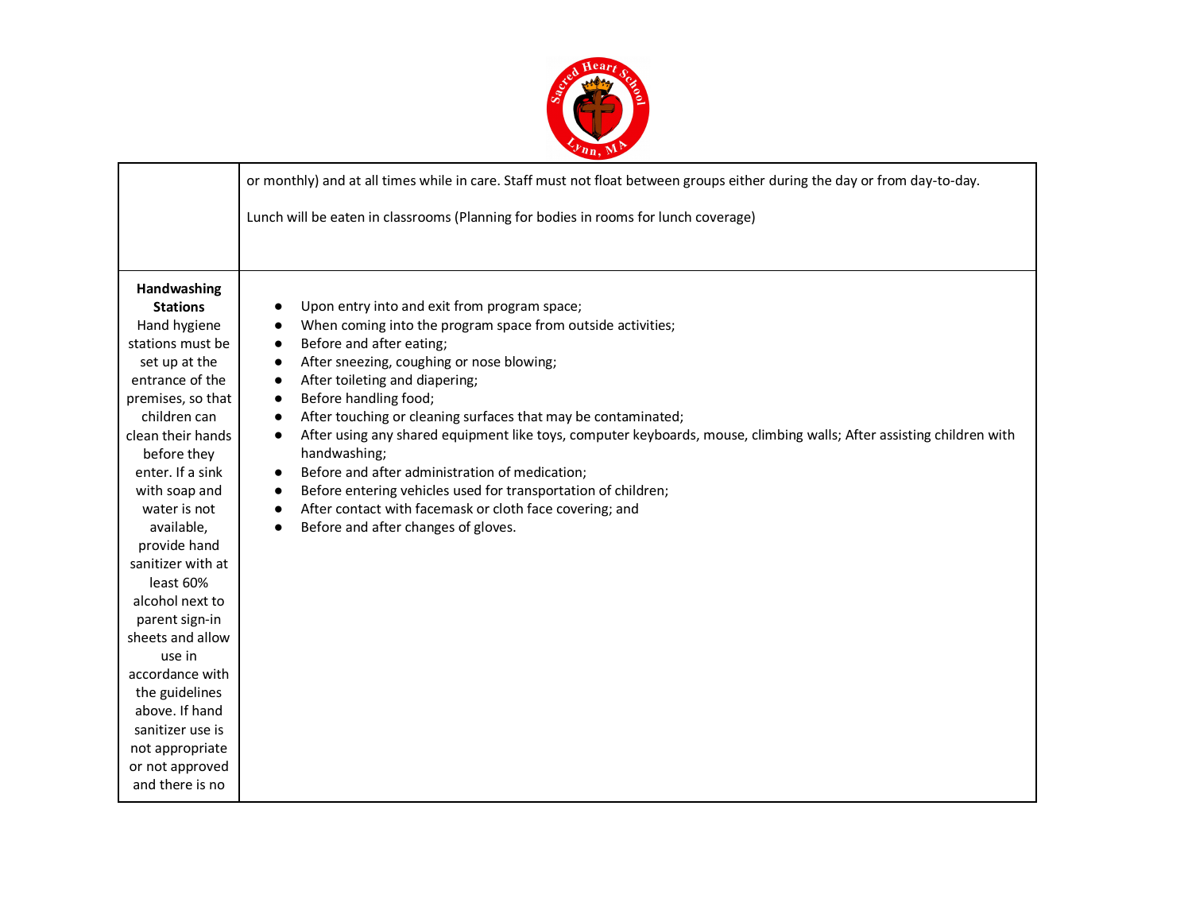| | |
|---|---|
| | or monthly) and at all times while in care. Staff must not float between groups either during the day or from day-to-day.<br><br>Lunch will be eaten in classrooms (Planning for bodies in rooms for lunch coverage) |
| **Handwashing Stations**<br>Hand hygiene stations must be set up at the entrance of the premises, so that children can clean their hands before they enter. If a sink with soap and water is not available, provide hand sanitizer with at least 60% alcohol next to parent sign-in sheets and allow use in accordance with the guidelines above. If hand sanitizer use is not appropriate or not approved and there is no | ● Upon entry into and exit from program space;<br>● When coming into the program space from outside activities;<br>● Before and after eating;<br>● After sneezing, coughing or nose blowing;<br>● After toileting and diapering;<br>● Before handling food;<br>● After touching or cleaning surfaces that may be contaminated;<br>● After using any shared equipment like toys, computer keyboards, mouse, climbing walls; After assisting children with handwashing;<br>● Before and after administration of medication;<br>● Before entering vehicles used for transportation of children;<br>● After contact with facemask or cloth face covering; and<br>● Before and after changes of gloves. |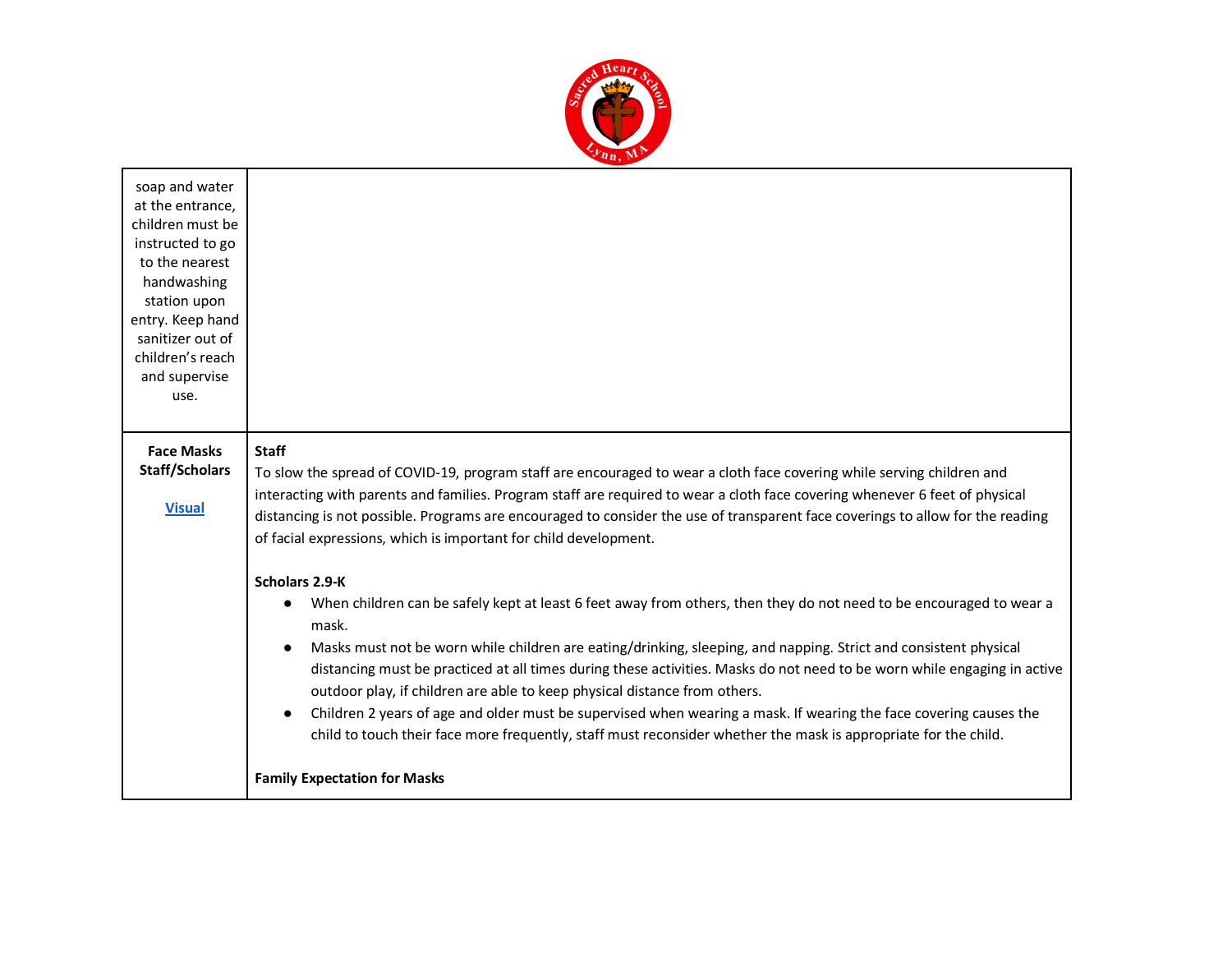| | |
|---|---|
| soap and water at the entrance, children must be instructed to go to the nearest handwashing station upon entry. Keep hand sanitizer out of children's reach and supervise use. | |
| **Face Masks Staff/Scholars**<br><br>[Visual]() | **Staff**<br>To slow the spread of COVID-19, program staff are encouraged to wear a cloth face covering while serving children and interacting with parents and families. Program staff are required to wear a cloth face covering whenever 6 feet of physical distancing is not possible. Programs are encouraged to consider the use of transparent face coverings to allow for the reading of facial expressions, which is important for child development.<br><br>**Scholars 2.9-K**<br>● When children can be safely kept at least 6 feet away from others, then they do not need to be encouraged to wear a mask.<br>● Masks must not be worn while children are eating/drinking, sleeping, and napping. Strict and consistent physical distancing must be practiced at all times during these activities. Masks do not need to be worn while engaging in active outdoor play, if children are able to keep physical distance from others.<br>● Children 2 years of age and older must be supervised when wearing a mask. If wearing the face covering causes the child to touch their face more frequently, staff must reconsider whether the mask is appropriate for the child.<br><br>**Family Expectation for Masks** |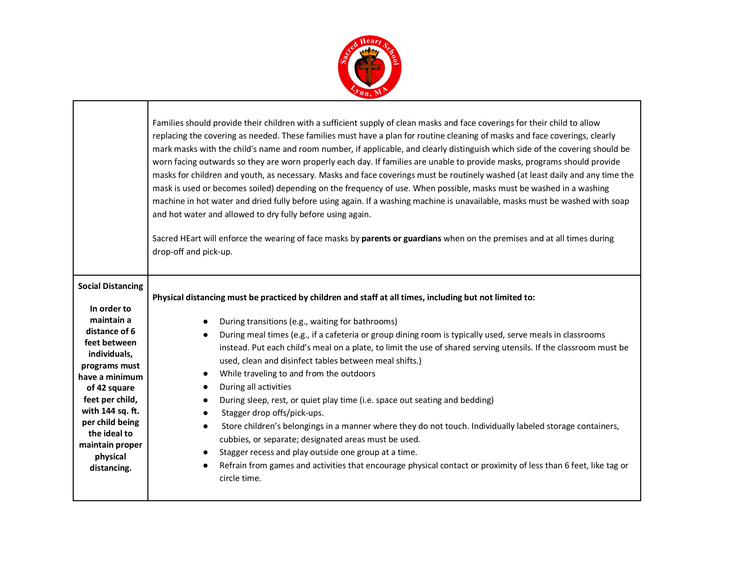| | |
|---|---|
| | Families should provide their children with a sufficient supply of clean masks and face coverings for their child to allow replacing the covering as needed. These families must have a plan for routine cleaning of masks and face coverings, clearly mark masks with the child's name and room number, if applicable, and clearly distinguish which side of the covering should be worn facing outwards so they are worn properly each day. If families are unable to provide masks, programs should provide masks for children and youth, as necessary. Masks and face coverings must be routinely washed (at least daily and any time the mask is used or becomes soiled) depending on the frequency of use. When possible, masks must be washed in a washing machine in hot water and dried fully before using again. If a washing machine is unavailable, masks must be washed with soap and hot water and allowed to dry fully before using again.<br><br>Sacred HEart will enforce the wearing of face masks by **parents or guardians** when on the premises and at all times during drop-off and pick-up. |
| **Social Distancing**<br><br>**In order to maintain a distance of 6 feet between individuals, programs must have a minimum of 42 square feet per child, with 144 sq. ft. per child being the ideal to maintain proper physical distancing.** | **Physical distancing must be practiced by children and staff at all times, including but not limited to:**<br><br>● During transitions (e.g., waiting for bathrooms)<br>● During meal times (e.g., if a cafeteria or group dining room is typically used, serve meals in classrooms instead. Put each child's meal on a plate, to limit the use of shared serving utensils. If the classroom must be used, clean and disinfect tables between meal shifts.)<br>● While traveling to and from the outdoors<br>● During all activities<br>● During sleep, rest, or quiet play time (i.e. space out seating and bedding)<br>● Stagger drop offs/pick-ups.<br>● Store children's belongings in a manner where they do not touch. Individually labeled storage containers, cubbies, or separate; designated areas must be used.<br>● Stagger recess and play outside one group at a time.<br>● Refrain from games and activities that encourage physical contact or proximity of less than 6 feet, like tag or circle time. |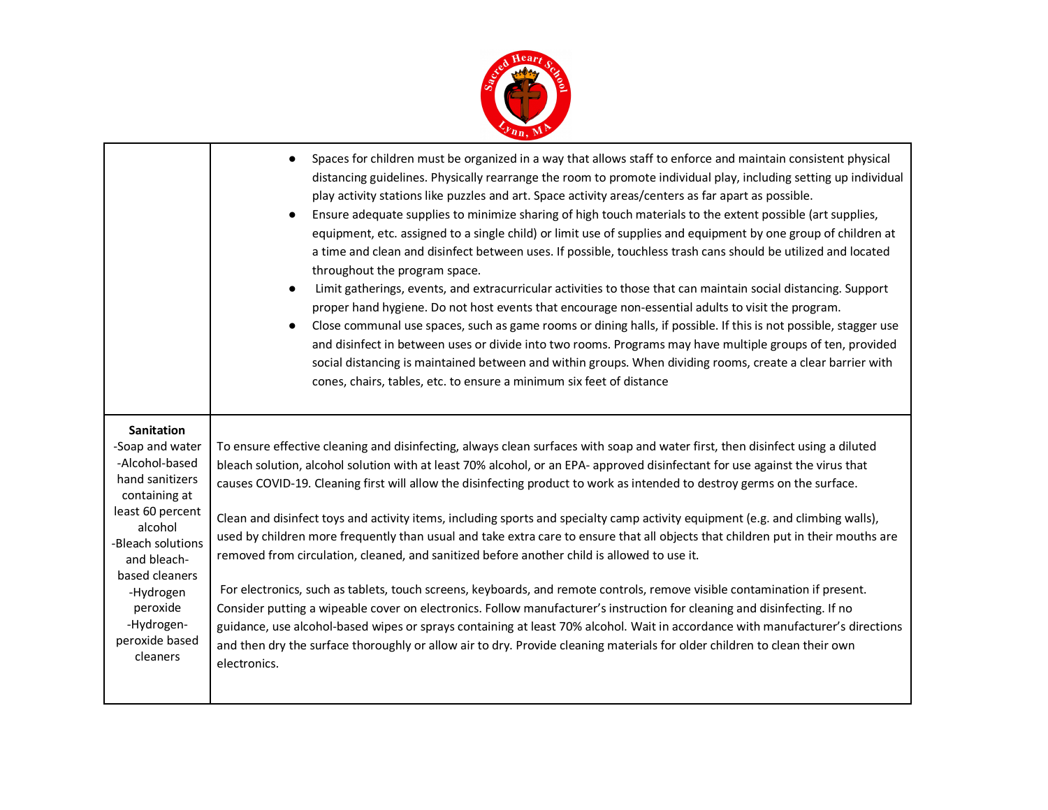| | |
|---|---|
| | <ul><li>Spaces for children must be organized in a way that allows staff to enforce and maintain consistent physical distancing guidelines. Physically rearrange the room to promote individual play, including setting up individual play activity stations like puzzles and art. Space activity areas/centers as far apart as possible.</li><li>Ensure adequate supplies to minimize sharing of high touch materials to the extent possible (art supplies, equipment, etc. assigned to a single child) or limit use of supplies and equipment by one group of children at a time and clean and disinfect between uses. If possible, touchless trash cans should be utilized and located throughout the program space.</li><li>Limit gatherings, events, and extracurricular activities to those that can maintain social distancing. Support proper hand hygiene. Do not host events that encourage non-essential adults to visit the program.</li><li>Close communal use spaces, such as game rooms or dining halls, if possible. If this is not possible, stagger use and disinfect in between uses or divide into two rooms. Programs may have multiple groups of ten, provided social distancing is maintained between and within groups. When dividing rooms, create a clear barrier with cones, chairs, tables, etc. to ensure a minimum six feet of distance</li></ul> |
| **Sanitation**<br>-Soap and water<br>-Alcohol-based hand sanitizers containing at least 60 percent alcohol<br>-Bleach solutions and bleach-based cleaners<br>-Hydrogen peroxide<br>-Hydrogen-peroxide based cleaners | To ensure effective cleaning and disinfecting, always clean surfaces with soap and water first, then disinfect using a diluted bleach solution, alcohol solution with at least 70% alcohol, or an EPA- approved disinfectant for use against the virus that causes COVID-19. Cleaning first will allow the disinfecting product to work as intended to destroy germs on the surface.<br><br>Clean and disinfect toys and activity items, including sports and specialty camp activity equipment (e.g. and climbing walls), used by children more frequently than usual and take extra care to ensure that all objects that children put in their mouths are removed from circulation, cleaned, and sanitized before another child is allowed to use it.<br><br>For electronics, such as tablets, touch screens, keyboards, and remote controls, remove visible contamination if present. Consider putting a wipeable cover on electronics. Follow manufacturer's instruction for cleaning and disinfecting. If no guidance, use alcohol-based wipes or sprays containing at least 70% alcohol. Wait in accordance with manufacturer's directions and then dry the surface thoroughly or allow air to dry. Provide cleaning materials for older children to clean their own electronics. |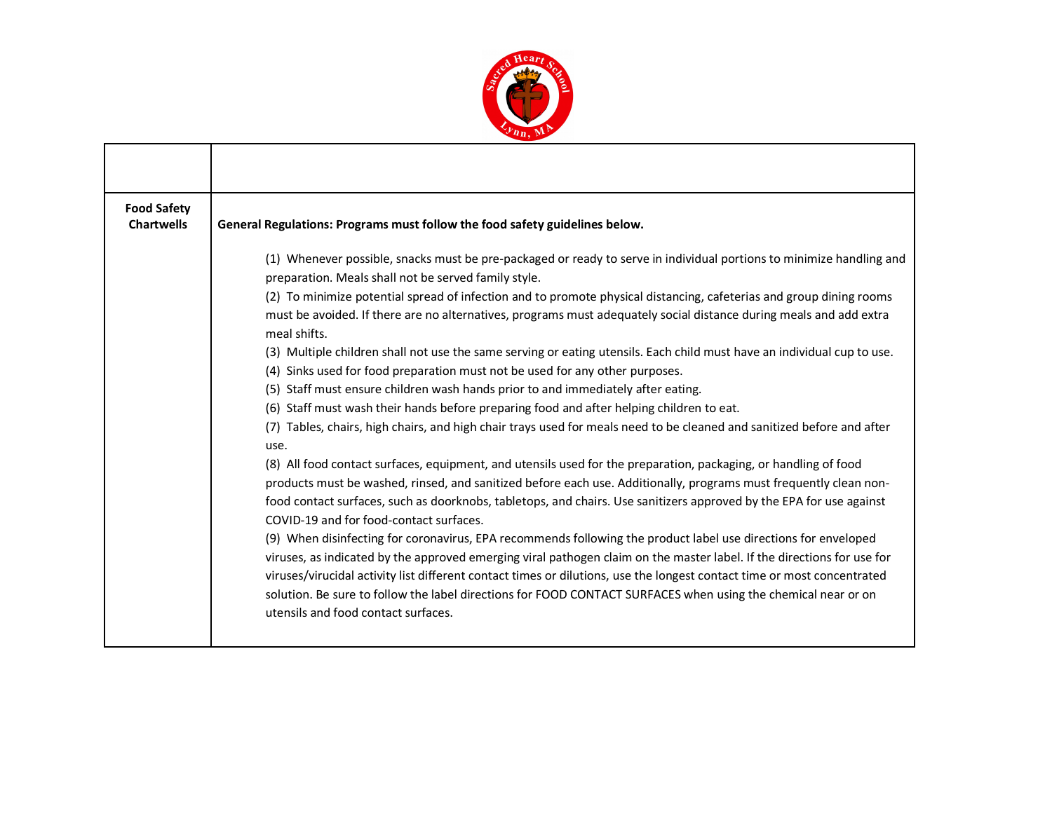| | |
|---|---|
| **Food Safety Chartwells** | **General Regulations: Programs must follow the food safety guidelines below.**<br><br>(1) Whenever possible, snacks must be pre-packaged or ready to serve in individual portions to minimize handling and preparation. Meals shall not be served family style.<br>(2) To minimize potential spread of infection and to promote physical distancing, cafeterias and group dining rooms must be avoided. If there are no alternatives, programs must adequately social distance during meals and add extra meal shifts.<br>(3) Multiple children shall not use the same serving or eating utensils. Each child must have an individual cup to use.<br>(4) Sinks used for food preparation must not be used for any other purposes.<br>(5) Staff must ensure children wash hands prior to and immediately after eating.<br>(6) Staff must wash their hands before preparing food and after helping children to eat.<br>(7) Tables, chairs, high chairs, and high chair trays used for meals need to be cleaned and sanitized before and after use.<br>(8) All food contact surfaces, equipment, and utensils used for the preparation, packaging, or handling of food products must be washed, rinsed, and sanitized before each use. Additionally, programs must frequently clean non-food contact surfaces, such as doorknobs, tabletops, and chairs. Use sanitizers approved by the EPA for use against COVID-19 and for food-contact surfaces.<br>(9) When disinfecting for coronavirus, EPA recommends following the product label use directions for enveloped viruses, as indicated by the approved emerging viral pathogen claim on the master label. If the directions for use for viruses/virucidal activity list different contact times or dilutions, use the longest contact time or most concentrated solution. Be sure to follow the label directions for FOOD CONTACT SURFACES when using the chemical near or on utensils and food contact surfaces. |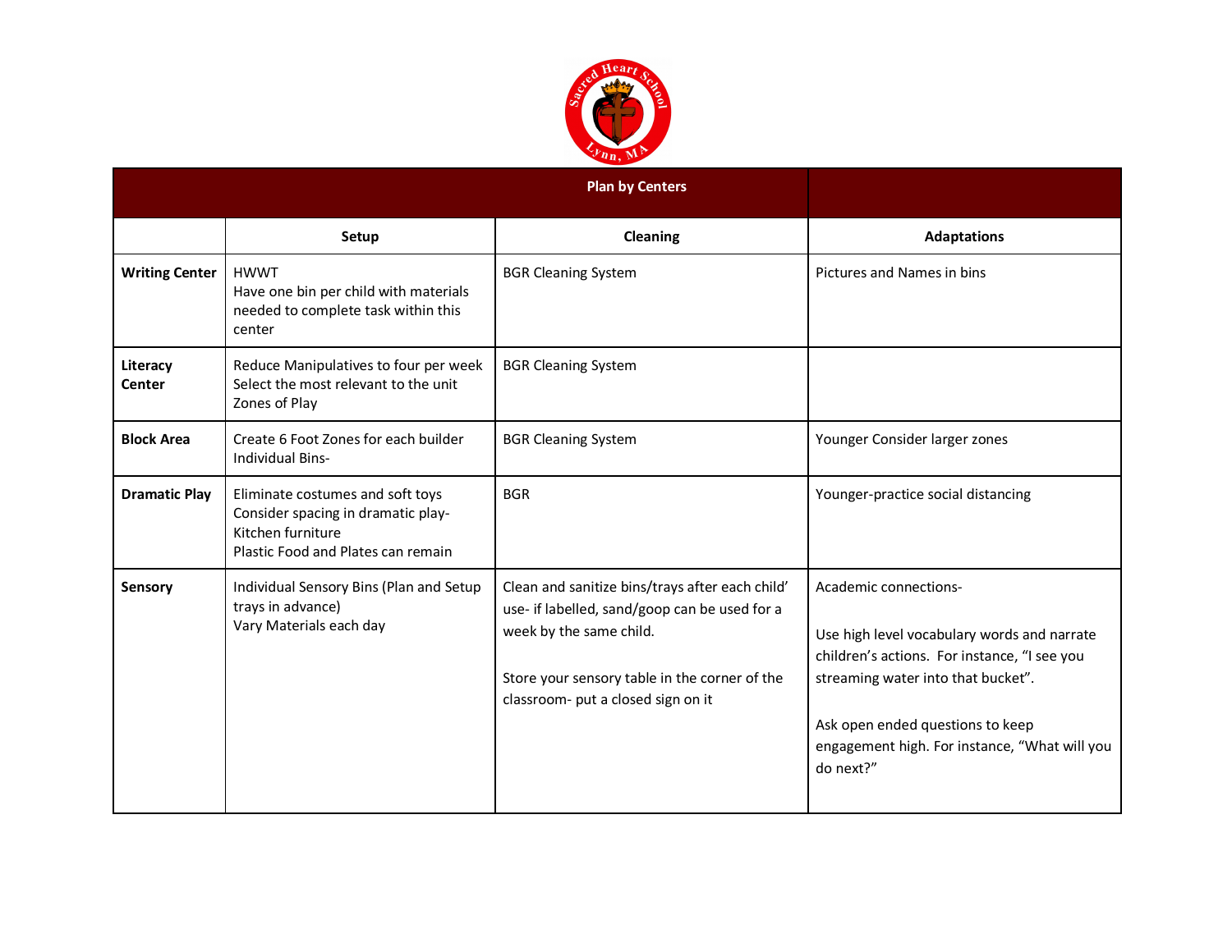| Plan by Centers | | | |
|---|---|---|---|
| | **Setup** | **Cleaning** | **Adaptations** |
| **Writing Center** | HWWT<br>Have one bin per child with materials needed to complete task within this center | BGR Cleaning System | Pictures and Names in bins |
| **Literacy Center** | Reduce Manipulatives to four per week<br>Select the most relevant to the unit<br>Zones of Play | BGR Cleaning System | |
| **Block Area** | Create 6 Foot Zones for each builder<br>Individual Bins- | BGR Cleaning System | Younger Consider larger zones |
| **Dramatic Play** | Eliminate costumes and soft toys<br>Consider spacing in dramatic play-Kitchen furniture<br>Plastic Food and Plates can remain | BGR | Younger-practice social distancing |
| **Sensory** | Individual Sensory Bins (Plan and Setup trays in advance)<br>Vary Materials each day | Clean and sanitize bins/trays after each child' use- if labelled, sand/goop can be used for a week by the same child.<br><br>Store your sensory table in the corner of the classroom- put a closed sign on it | Academic connections-<br><br>Use high level vocabulary words and narrate children's actions. For instance, "I see you streaming water into that bucket".<br><br>Ask open ended questions to keep engagement high. For instance, "What will you do next?" |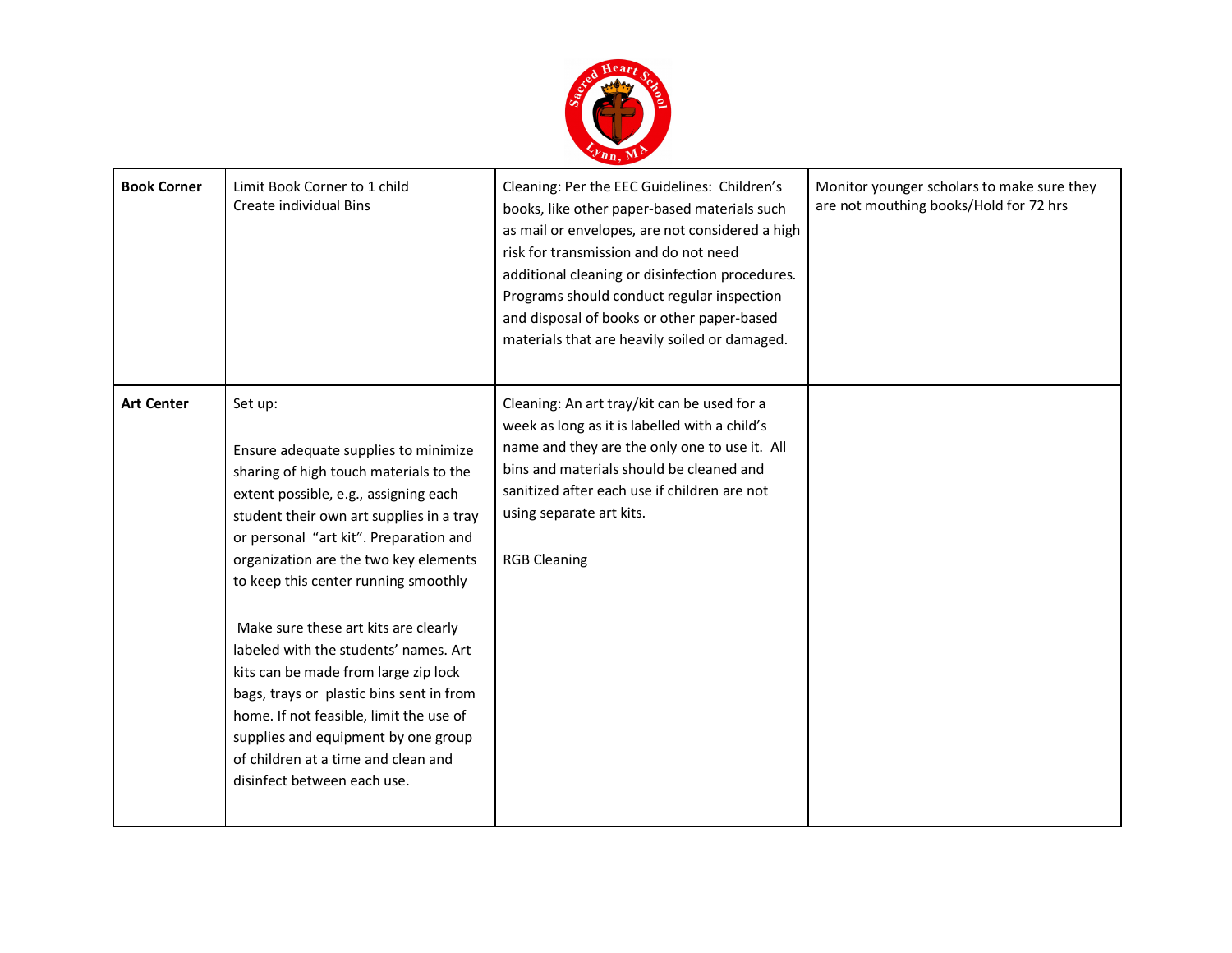| **Book Corner** | Limit Book Corner to 1 child<br>Create individual Bins | Cleaning: Per the EEC Guidelines: Children's books, like other paper-based materials such as mail or envelopes, are not considered a high risk for transmission and do not need additional cleaning or disinfection procedures. Programs should conduct regular inspection and disposal of books or other paper-based materials that are heavily soiled or damaged. | Monitor younger scholars to make sure they are not mouthing books/Hold for 72 hrs |
|---|---|---|---|
| **Art Center** | Set up:<br><br>Ensure adequate supplies to minimize sharing of high touch materials to the extent possible, e.g., assigning each student their own art supplies in a tray or personal "art kit". Preparation and organization are the two key elements to keep this center running smoothly<br><br>Make sure these art kits are clearly labeled with the students' names. Art kits can be made from large zip lock bags, trays or plastic bins sent in from home. If not feasible, limit the use of supplies and equipment by one group of children at a time and clean and disinfect between each use. | Cleaning: An art tray/kit can be used for a week as long as it is labelled with a child's name and they are the only one to use it. All bins and materials should be cleaned and sanitized after each use if children are not using separate art kits.<br><br>RGB Cleaning | |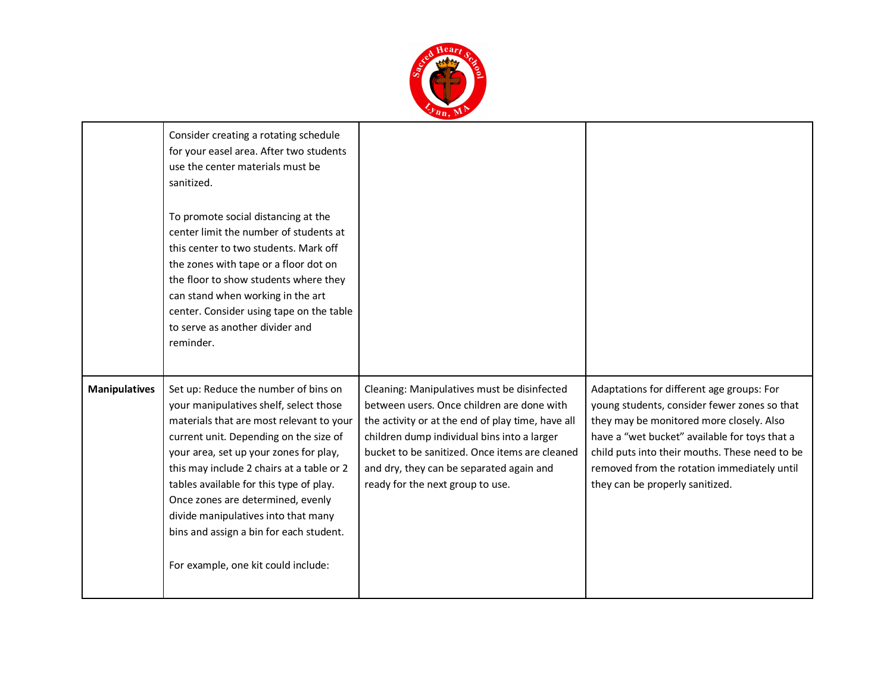| | | | |
|---|---|---|---|
| | Consider creating a rotating schedule for your easel area. After two students use the center materials must be sanitized.<br><br>To promote social distancing at the center limit the number of students at this center to two students. Mark off the zones with tape or a floor dot on the floor to show students where they can stand when working in the art center. Consider using tape on the table to serve as another divider and reminder. | | |
| **Manipulatives** | Set up: Reduce the number of bins on your manipulatives shelf, select those materials that are most relevant to your current unit. Depending on the size of your area, set up your zones for play, this may include 2 chairs at a table or 2 tables available for this type of play. Once zones are determined, evenly divide manipulatives into that many bins and assign a bin for each student.<br><br>For example, one kit could include: | Cleaning: Manipulatives must be disinfected between users. Once children are done with the activity or at the end of play time, have all children dump individual bins into a larger bucket to be sanitized. Once items are cleaned and dry, they can be separated again and ready for the next group to use. | Adaptations for different age groups: For young students, consider fewer zones so that they may be monitored more closely. Also have a "wet bucket" available for toys that a child puts into their mouths. These need to be removed from the rotation immediately until they can be properly sanitized. |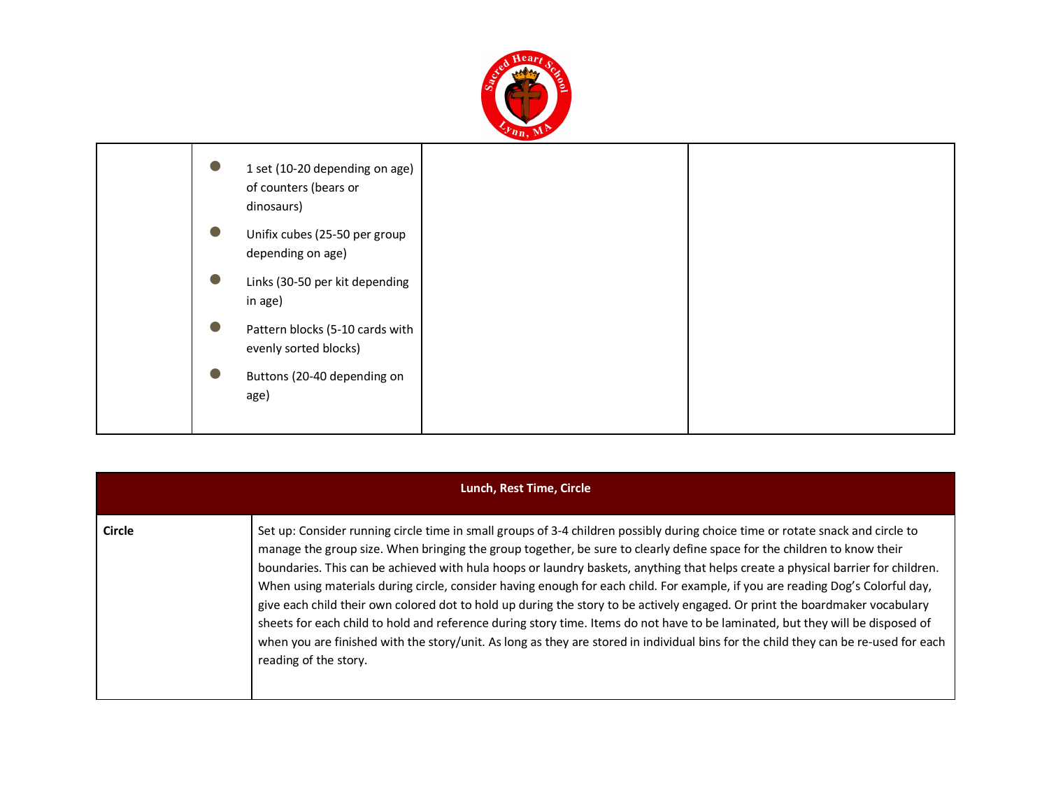| | | | |
|---|---|---|---|
| | <ul><li>1 set (10-20 depending on age) of counters (bears or dinosaurs)</li><li>Unifix cubes (25-50 per group depending on age)</li><li>Links (30-50 per kit depending in age)</li><li>Pattern blocks (5-10 cards with evenly sorted blocks)</li><li>Buttons (20-40 depending on age)</li></ul> | | |

| **Lunch, Rest Time, Circle** | |
|---|---|
| **Circle** | Set up: Consider running circle time in small groups of 3-4 children possibly during choice time or rotate snack and circle to manage the group size. When bringing the group together, be sure to clearly define space for the children to know their boundaries. This can be achieved with hula hoops or laundry baskets, anything that helps create a physical barrier for children. When using materials during circle, consider having enough for each child. For example, if you are reading Dog's Colorful day, give each child their own colored dot to hold up during the story to be actively engaged. Or print the boardmaker vocabulary sheets for each child to hold and reference during story time. Items do not have to be laminated, but they will be disposed of when you are finished with the story/unit. As long as they are stored in individual bins for the child they can be re-used for each reading of the story. |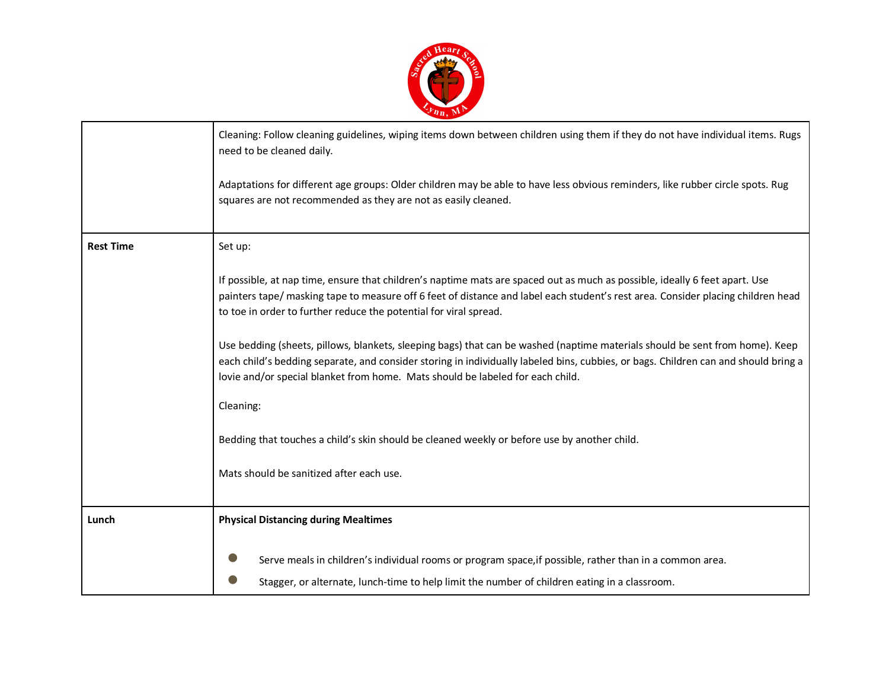| | |
|---|---|
| | Cleaning: Follow cleaning guidelines, wiping items down between children using them if they do not have individual items. Rugs need to be cleaned daily.<br><br>Adaptations for different age groups: Older children may be able to have less obvious reminders, like rubber circle spots. Rug squares are not recommended as they are not as easily cleaned. |
| **Rest Time** | Set up:<br><br>If possible, at nap time, ensure that children's naptime mats are spaced out as much as possible, ideally 6 feet apart. Use painters tape/ masking tape to measure off 6 feet of distance and label each student's rest area. Consider placing children head to toe in order to further reduce the potential for viral spread.<br><br>Use bedding (sheets, pillows, blankets, sleeping bags) that can be washed (naptime materials should be sent from home). Keep each child's bedding separate, and consider storing in individually labeled bins, cubbies, or bags. Children can and should bring a lovie and/or special blanket from home. Mats should be labeled for each child.<br><br>Cleaning:<br><br>Bedding that touches a child's skin should be cleaned weekly or before use by another child.<br><br>Mats should be sanitized after each use. |
| **Lunch** | **Physical Distancing during Mealtimes**<br><br>• Serve meals in children's individual rooms or program space,if possible, rather than in a common area.<br>• Stagger, or alternate, lunch-time to help limit the number of children eating in a classroom. |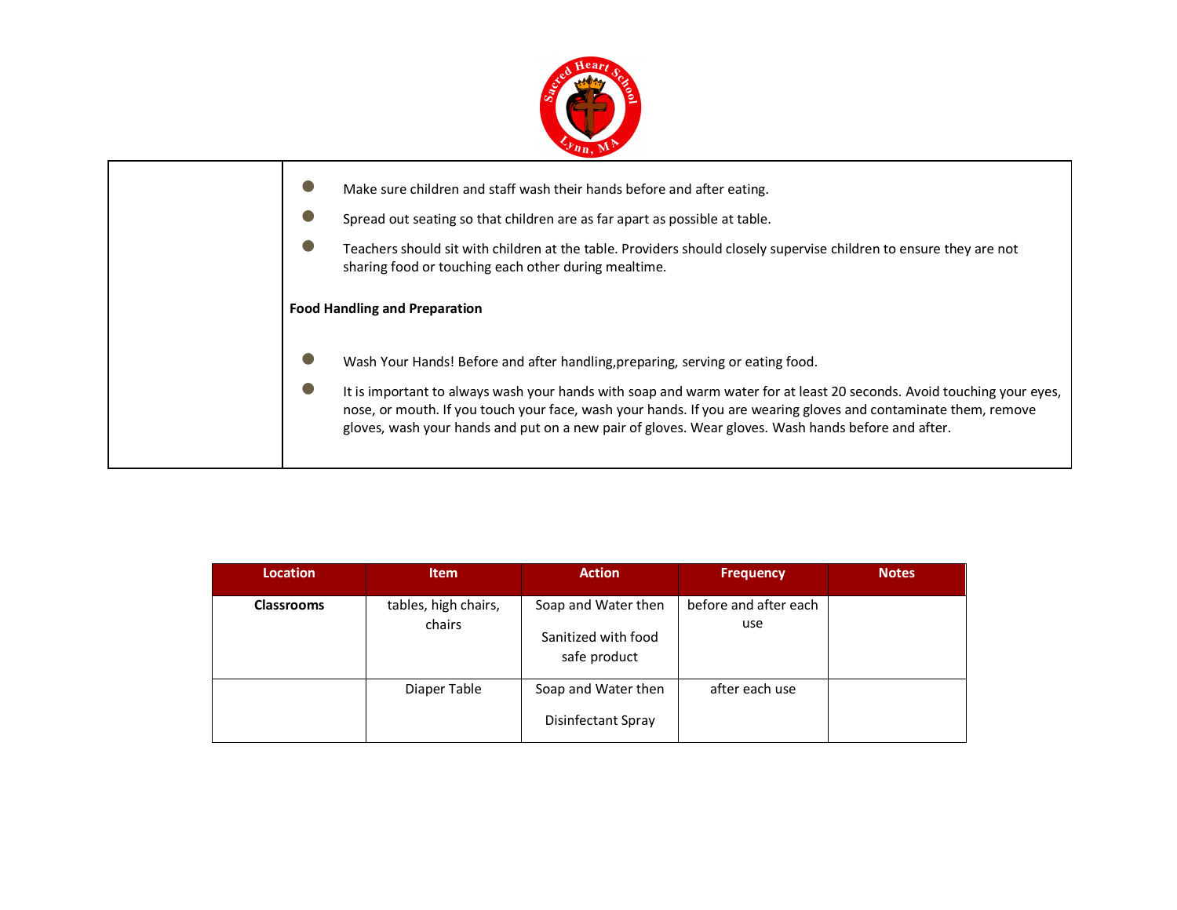- Make sure children and staff wash their hands before and after eating.
- Spread out seating so that children are as far apart as possible at table.
- Teachers should sit with children at the table. Providers should closely supervise children to ensure they are not sharing food or touching each other during mealtime.

**Food Handling and Preparation**

- Wash Your Hands! Before and after handling,preparing, serving or eating food.
- It is important to always wash your hands with soap and warm water for at least 20 seconds. Avoid touching your eyes, nose, or mouth. If you touch your face, wash your hands. If you are wearing gloves and contaminate them, remove gloves, wash your hands and put on a new pair of gloves. Wear gloves. Wash hands before and after.

| Location | Item | Action | Frequency | Notes |
|---|---|---|---|---|
| **Classrooms** | tables, high chairs, chairs | Soap and Water then Sanitized with food safe product | before and after each use | |
| | Diaper Table | Soap and Water then Disinfectant Spray | after each use | |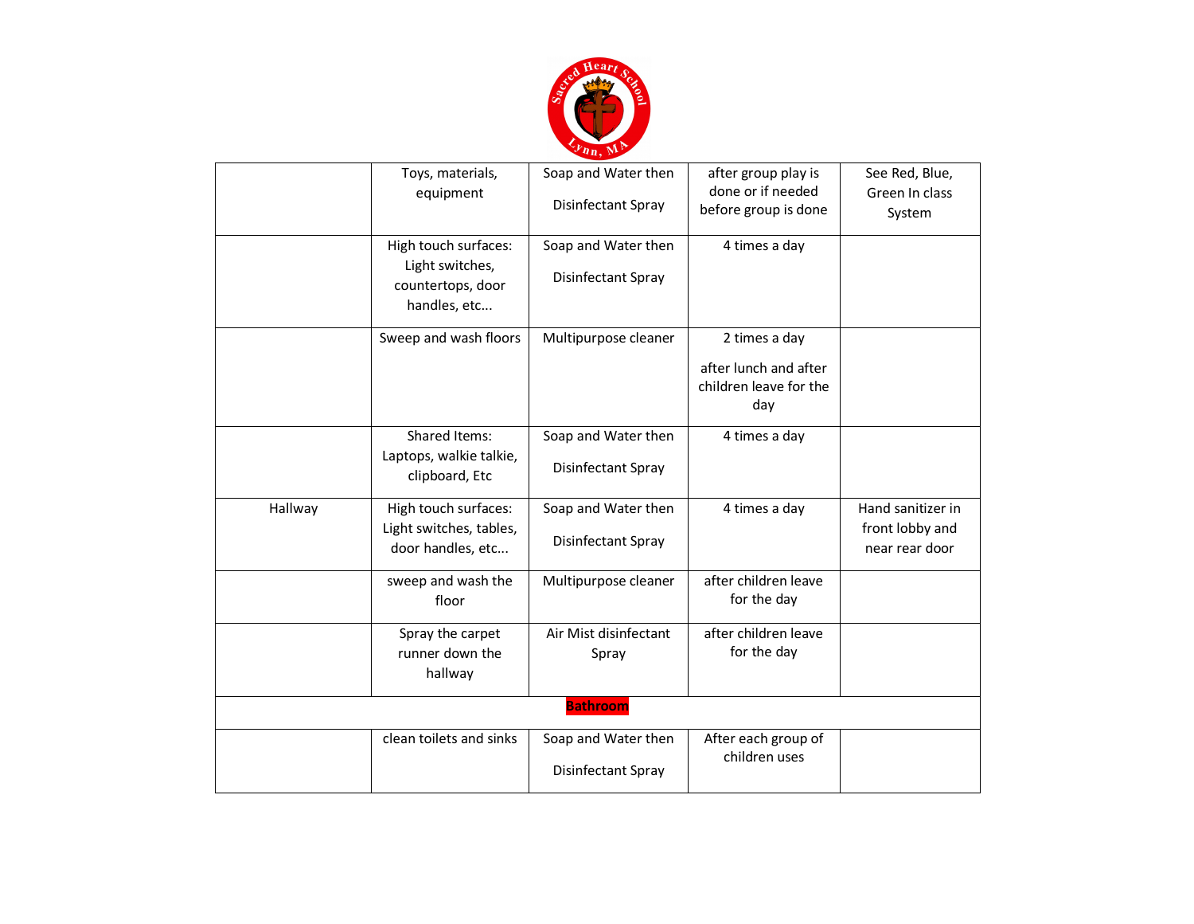| | | | | |
|---|---|---|---|---|
| | Toys, materials, equipment | Soap and Water then Disinfectant Spray | after group play is done or if needed before group is done | See Red, Blue, Green In class System |
| | High touch surfaces: Light switches, countertops, door handles, etc... | Soap and Water then Disinfectant Spray | 4 times a day | |
| | Sweep and wash floors | Multipurpose cleaner | 2 times a day<br><br>after lunch and after children leave for the day | |
| | Shared Items: Laptops, walkie talkie, clipboard, Etc | Soap and Water then Disinfectant Spray | 4 times a day | |
| Hallway | High touch surfaces: Light switches, tables, door handles, etc... | Soap and Water then Disinfectant Spray | 4 times a day | Hand sanitizer in front lobby and near rear door |
| | sweep and wash the floor | Multipurpose cleaner | after children leave for the day | |
| | Spray the carpet runner down the hallway | Air Mist disinfectant Spray | after children leave for the day | |
| **Bathroom** | | | | |
| | clean toilets and sinks | Soap and Water then Disinfectant Spray | After each group of children uses | |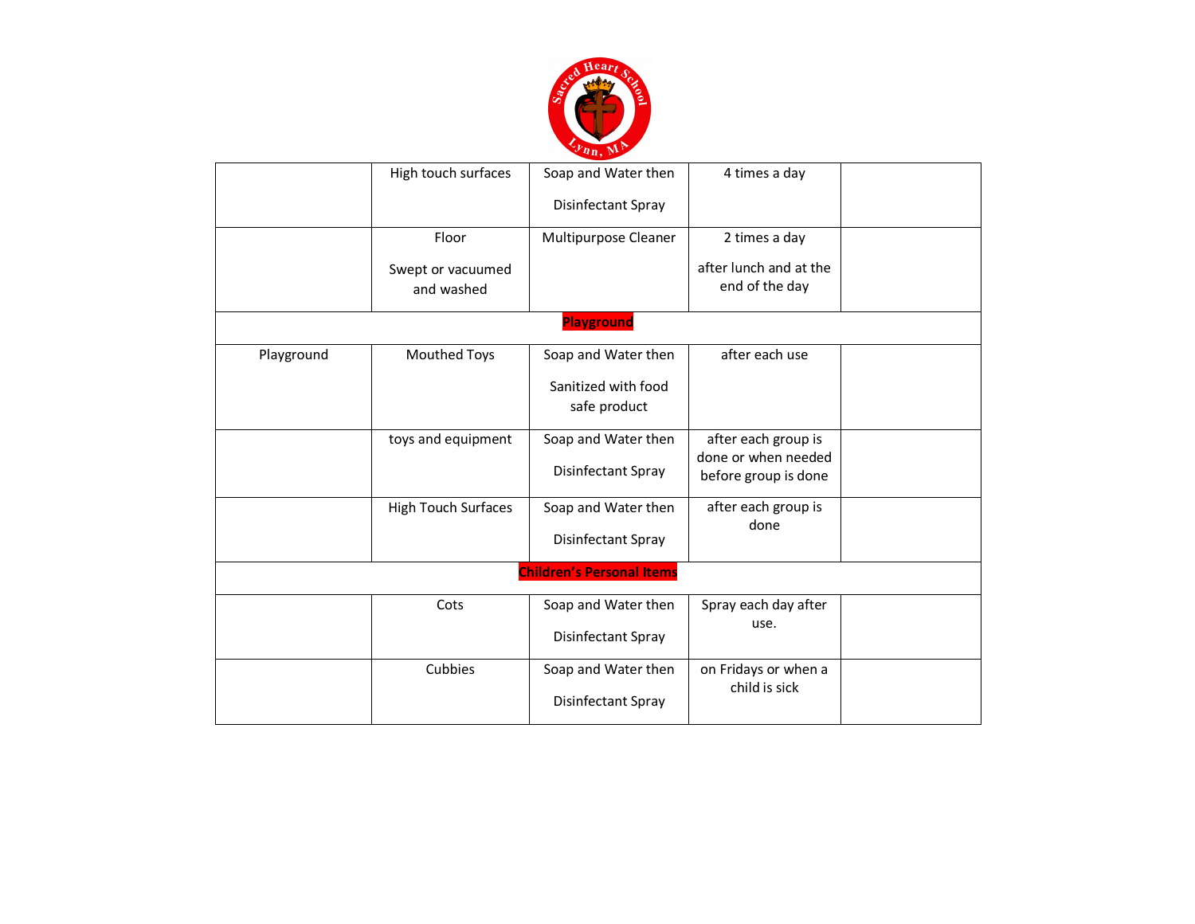| | | | | |
|---|---|---|---|---|
| | High touch surfaces | Soap and Water then Disinfectant Spray | 4 times a day | |
| | Floor Swept or vacuumed and washed | Multipurpose Cleaner | 2 times a day after lunch and at the end of the day | |
| **Playground** | | | | |
| Playground | Mouthed Toys | Soap and Water then Sanitized with food safe product | after each use | |
| | toys and equipment | Soap and Water then Disinfectant Spray | after each group is done or when needed before group is done | |
| | High Touch Surfaces | Soap and Water then Disinfectant Spray | after each group is done | |
| **Children's Personal Items** | | | | |
| | Cots | Soap and Water then Disinfectant Spray | Spray each day after use. | |
| | Cubbies | Soap and Water then Disinfectant Spray | on Fridays or when a child is sick | |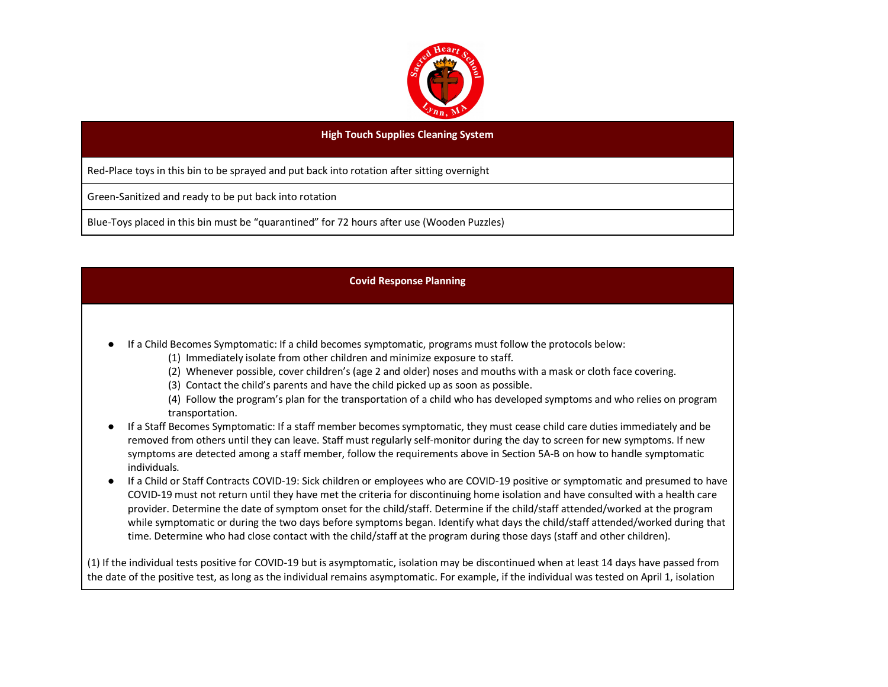| High Touch Supplies Cleaning System |
| --- |
| Red-Place toys in this bin to be sprayed and put back into rotation after sitting overnight |
| Green-Sanitized and ready to be put back into rotation |
| Blue-Toys placed in this bin must be “quarantined” for 72 hours after use (Wooden Puzzles) |

## Covid Response Planning

- If a Child Becomes Symptomatic: If a child becomes symptomatic, programs must follow the protocols below:
  (1) Immediately isolate from other children and minimize exposure to staff.
  (2) Whenever possible, cover children’s (age 2 and older) noses and mouths with a mask or cloth face covering.
  (3) Contact the child’s parents and have the child picked up as soon as possible.
  (4) Follow the program’s plan for the transportation of a child who has developed symptoms and who relies on program transportation.
- If a Staff Becomes Symptomatic: If a staff member becomes symptomatic, they must cease child care duties immediately and be removed from others until they can leave. Staff must regularly self-monitor during the day to screen for new symptoms. If new symptoms are detected among a staff member, follow the requirements above in Section 5A-B on how to handle symptomatic individuals.
- If a Child or Staff Contracts COVID-19: Sick children or employees who are COVID-19 positive or symptomatic and presumed to have COVID-19 must not return until they have met the criteria for discontinuing home isolation and have consulted with a health care provider. Determine the date of symptom onset for the child/staff. Determine if the child/staff attended/worked at the program while symptomatic or during the two days before symptoms began. Identify what days the child/staff attended/worked during that time. Determine who had close contact with the child/staff at the program during those days (staff and other children).

(1) If the individual tests positive for COVID-19 but is asymptomatic, isolation may be discontinued when at least 14 days have passed from the date of the positive test, as long as the individual remains asymptomatic. For example, if the individual was tested on April 1, isolation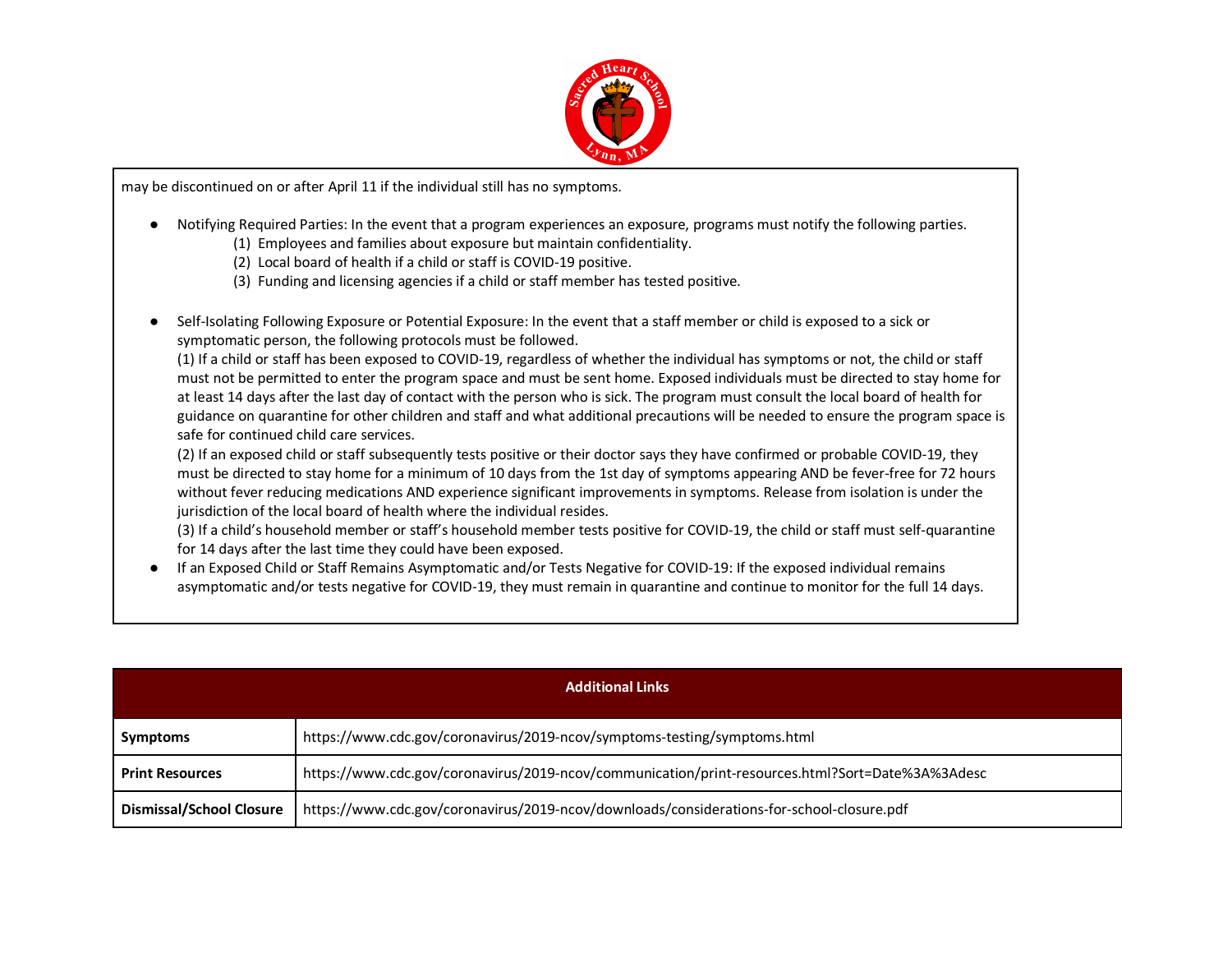may be discontinued on or after April 11 if the individual still has no symptoms.

- Notifying Required Parties: In the event that a program experiences an exposure, programs must notify the following parties.
    1. Employees and families about exposure but maintain confidentiality.
    2. Local board of health if a child or staff is COVID-19 positive.
    3. Funding and licensing agencies if a child or staff member has tested positive.

- Self-Isolating Following Exposure or Potential Exposure: In the event that a staff member or child is exposed to a sick or symptomatic person, the following protocols must be followed.
  (1) If a child or staff has been exposed to COVID-19, regardless of whether the individual has symptoms or not, the child or staff must not be permitted to enter the program space and must be sent home. Exposed individuals must be directed to stay home for at least 14 days after the last day of contact with the person who is sick. The program must consult the local board of health for guidance on quarantine for other children and staff and what additional precautions will be needed to ensure the program space is safe for continued child care services.
  (2) If an exposed child or staff subsequently tests positive or their doctor says they have confirmed or probable COVID-19, they must be directed to stay home for a minimum of 10 days from the 1st day of symptoms appearing AND be fever-free for 72 hours without fever reducing medications AND experience significant improvements in symptoms. Release from isolation is under the jurisdiction of the local board of health where the individual resides.
  (3) If a child's household member or staff's household member tests positive for COVID-19, the child or staff must self-quarantine for 14 days after the last time they could have been exposed.
- If an Exposed Child or Staff Remains Asymptomatic and/or Tests Negative for COVID-19: If the exposed individual remains asymptomatic and/or tests negative for COVID-19, they must remain in quarantine and continue to monitor for the full 14 days.

| **Additional Links** | |
|---|---|
| **Symptoms** | https://www.cdc.gov/coronavirus/2019-ncov/symptoms-testing/symptoms.html |
| **Print Resources** | https://www.cdc.gov/coronavirus/2019-ncov/communication/print-resources.html?Sort=Date%3A%3Adesc |
| **Dismissal/School Closure** | https://www.cdc.gov/coronavirus/2019-ncov/downloads/considerations-for-school-closure.pdf |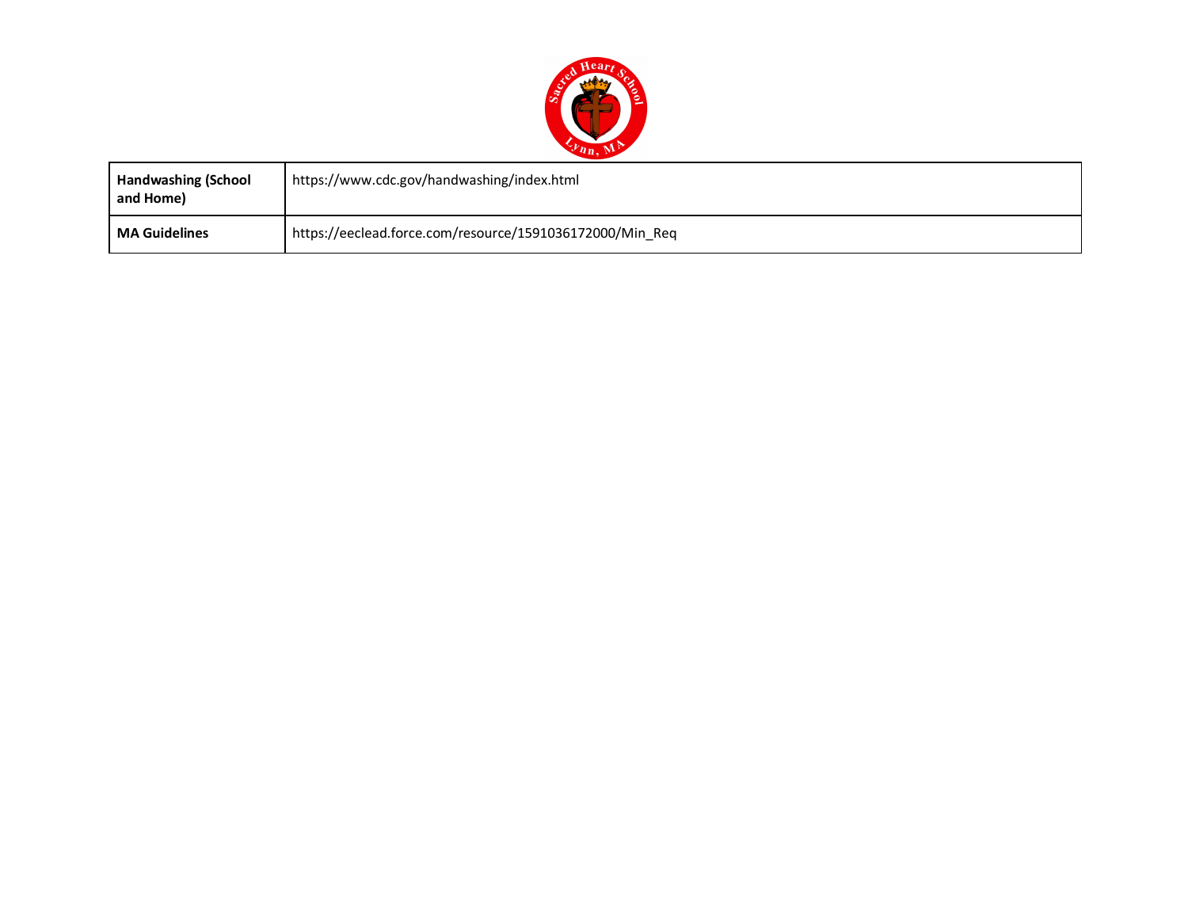| | |
|---|---|
| **Handwashing (School and Home)** | https://www.cdc.gov/handwashing/index.html |
| **MA Guidelines** | https://eeclead.force.com/resource/1591036172000/Min_Req |